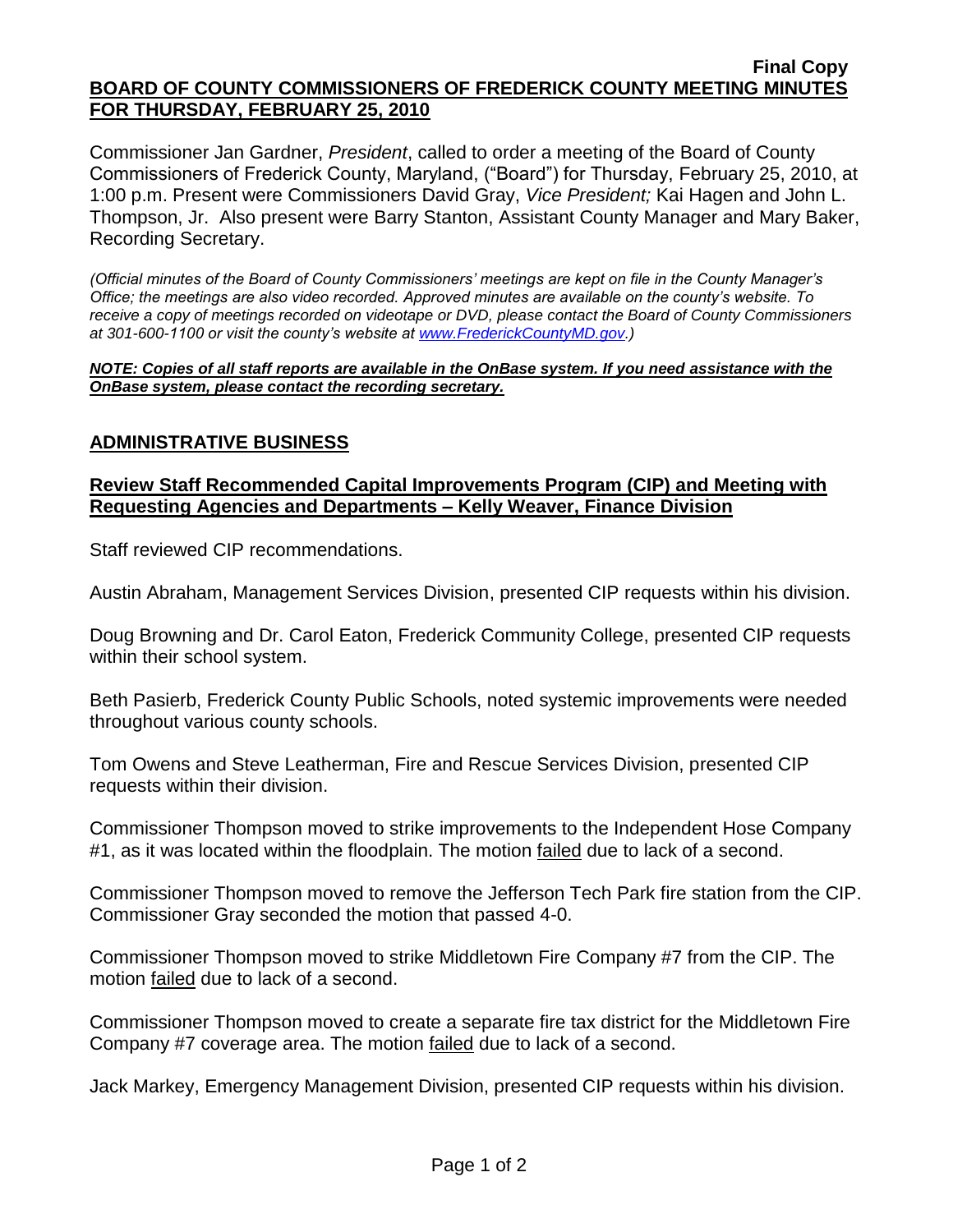**Final Copy**

**BOARD OF COUNTY COMMISSIONERS OF FREDERICK COUNTY MEETING MINUTES FOR THURSDAY, FEBRUARY 25, 2010**

Commissioner Jan Gardner, *President*, called to order a meeting of the Board of County Commissioners of Frederick County, Maryland, ("Board") for Thursday, February 25, 2010, at 1:00 p.m. Present were Commissioners David Gray, *Vice President;* Kai Hagen and John L. Thompson, Jr. Also present were Barry Stanton, Assistant County Manager and Mary Baker, Recording Secretary.

*(Official minutes of the Board of County Commissioners' meetings are kept on file in the County Manager's Office; the meetings are also video recorded. Approved minutes are available on the county's website. To receive a copy of meetings recorded on videotape or DVD, please contact the Board of County Commissioners at 301-600-1100 or visit the county's website at www.FrederickCountyMD.gov.)*

***NOTE: Copies of all staff reports are available in the OnBase system. If you need assistance with the OnBase system, please contact the recording secretary.***

## ADMINISTRATIVE BUSINESS

### Review Staff Recommended Capital Improvements Program (CIP) and Meeting with Requesting Agencies and Departments – Kelly Weaver, Finance Division

Staff reviewed CIP recommendations.

Austin Abraham, Management Services Division, presented CIP requests within his division.

Doug Browning and Dr. Carol Eaton, Frederick Community College, presented CIP requests within their school system.

Beth Pasierb, Frederick County Public Schools, noted systemic improvements were needed throughout various county schools.

Tom Owens and Steve Leatherman, Fire and Rescue Services Division, presented CIP requests within their division.

Commissioner Thompson moved to strike improvements to the Independent Hose Company #1, as it was located within the floodplain. The motion failed due to lack of a second.

Commissioner Thompson moved to remove the Jefferson Tech Park fire station from the CIP. Commissioner Gray seconded the motion that passed 4-0.

Commissioner Thompson moved to strike Middletown Fire Company #7 from the CIP. The motion failed due to lack of a second.

Commissioner Thompson moved to create a separate fire tax district for the Middletown Fire Company #7 coverage area. The motion failed due to lack of a second.

Jack Markey, Emergency Management Division, presented CIP requests within his division.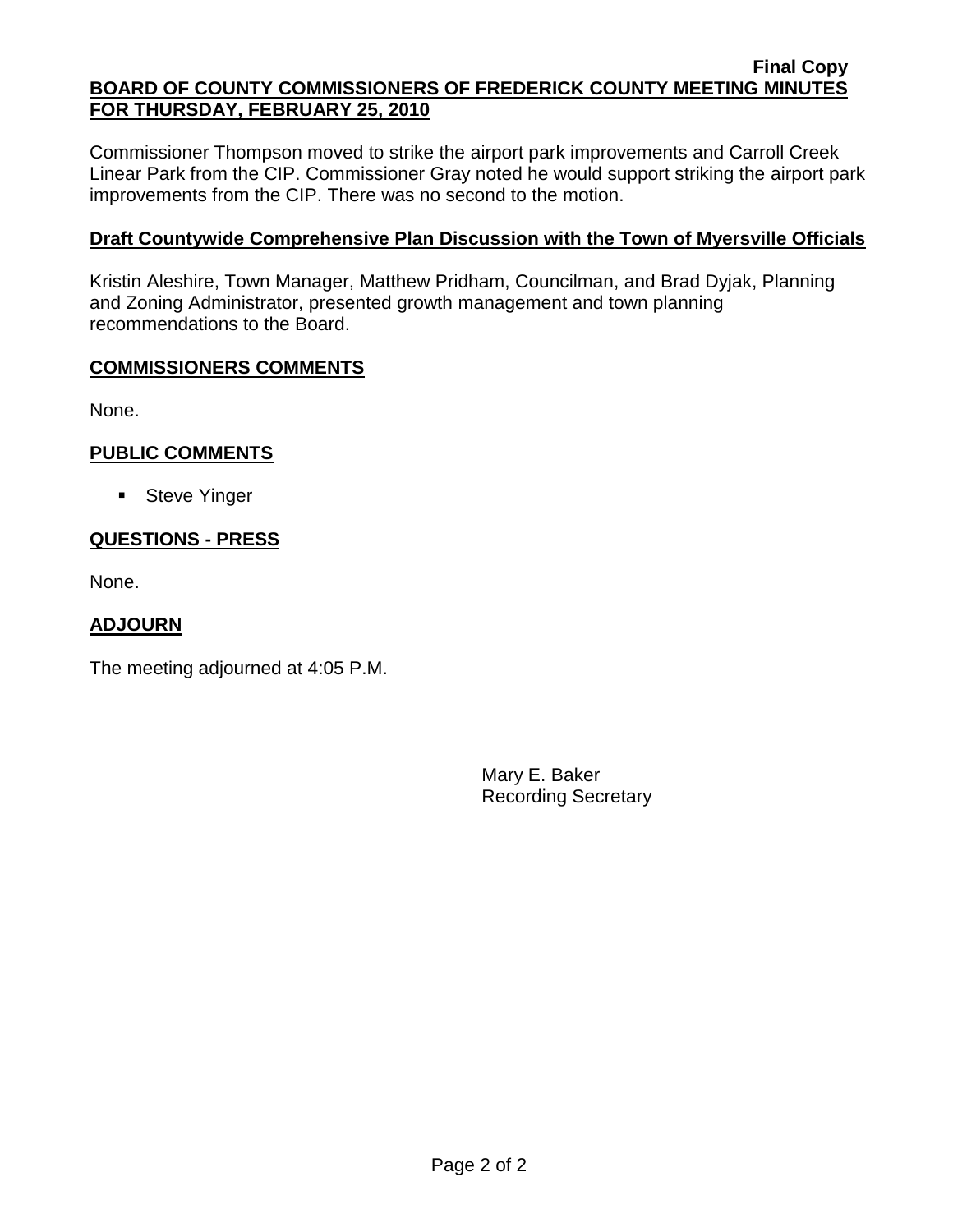Commissioner Thompson moved to strike the airport park improvements and Carroll Creek Linear Park from the CIP. Commissioner Gray noted he would support striking the airport park improvements from the CIP. There was no second to the motion.

## Draft Countywide Comprehensive Plan Discussion with the Town of Myersville Officials

Kristin Aleshire, Town Manager, Matthew Pridham, Councilman, and Brad Dyjak, Planning and Zoning Administrator, presented growth management and town planning recommendations to the Board.

## COMMISSIONERS COMMENTS

None.

## PUBLIC COMMENTS

- Steve Yinger

## QUESTIONS - PRESS

None.

## ADJOURN

The meeting adjourned at 4:05 P.M.

Mary E. Baker
Recording Secretary